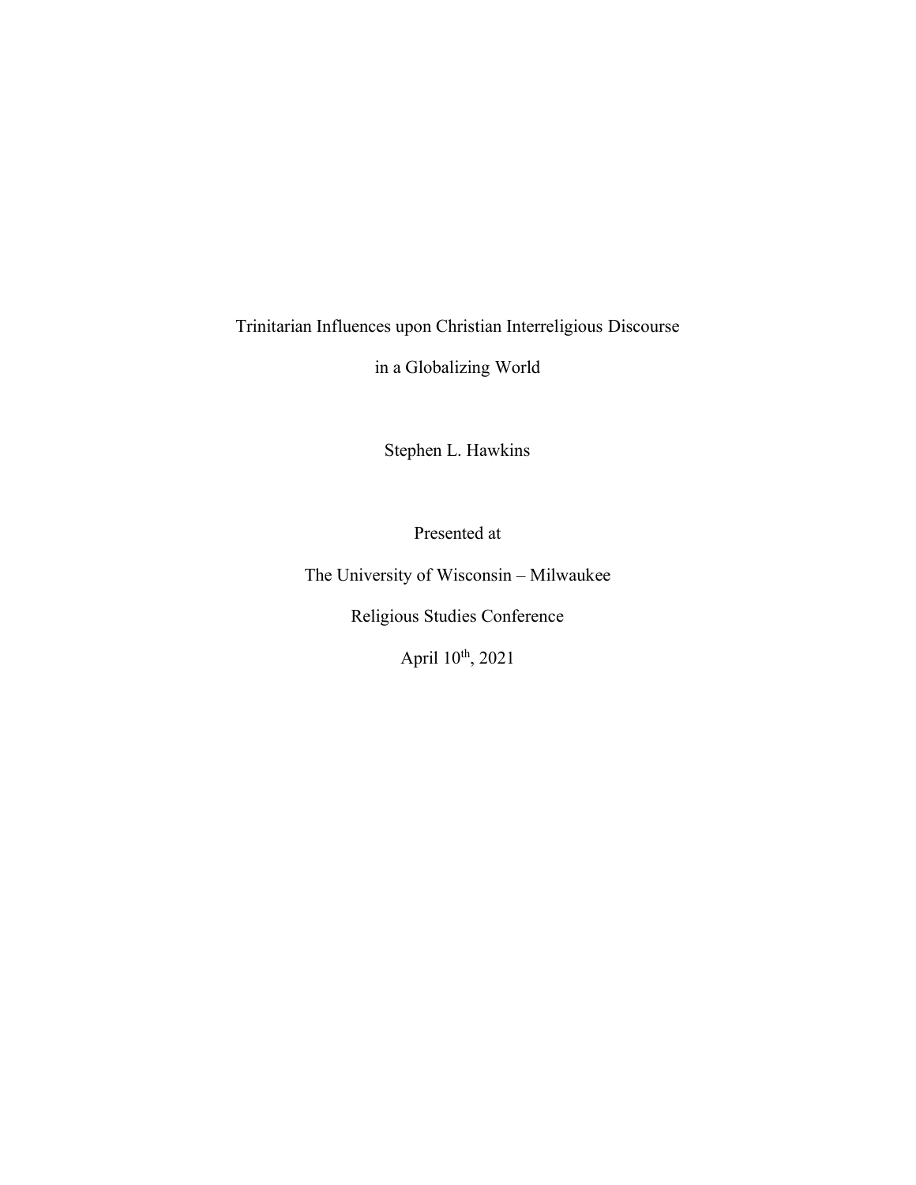# Trinitarian Influences upon Christian Interreligious Discourse in a Globalizing World

Stephen L. Hawkins

Presented at

The University of Wisconsin – Milwaukee

Religious Studies Conference

April 10th, 2021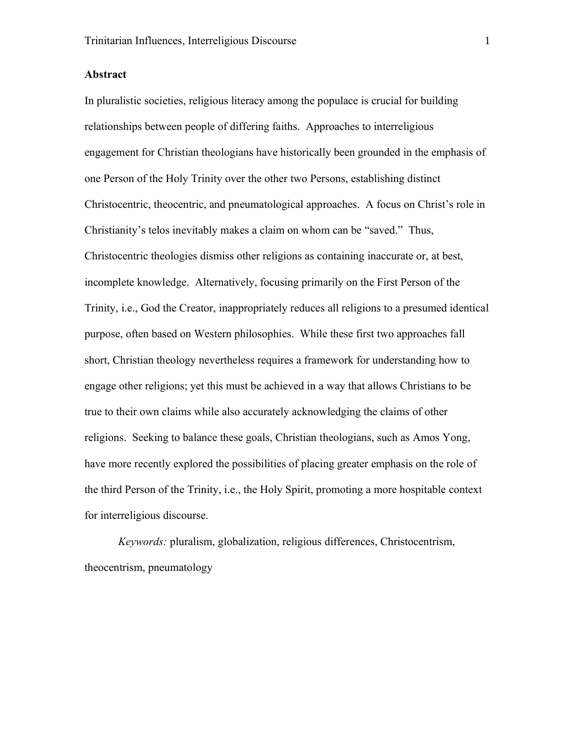**Abstract**

In pluralistic societies, religious literacy among the populace is crucial for building relationships between people of differing faiths. Approaches to interreligious engagement for Christian theologians have historically been grounded in the emphasis of one Person of the Holy Trinity over the other two Persons, establishing distinct Christocentric, theocentric, and pneumatological approaches. A focus on Christ's role in Christianity's telos inevitably makes a claim on whom can be "saved." Thus, Christocentric theologies dismiss other religions as containing inaccurate or, at best, incomplete knowledge. Alternatively, focusing primarily on the First Person of the Trinity, i.e., God the Creator, inappropriately reduces all religions to a presumed identical purpose, often based on Western philosophies. While these first two approaches fall short, Christian theology nevertheless requires a framework for understanding how to engage other religions; yet this must be achieved in a way that allows Christians to be true to their own claims while also accurately acknowledging the claims of other religions. Seeking to balance these goals, Christian theologians, such as Amos Yong, have more recently explored the possibilities of placing greater emphasis on the role of the third Person of the Trinity, i.e., the Holy Spirit, promoting a more hospitable context for interreligious discourse.

*Keywords:* pluralism, globalization, religious differences, Christocentrism, theocentrism, pneumatology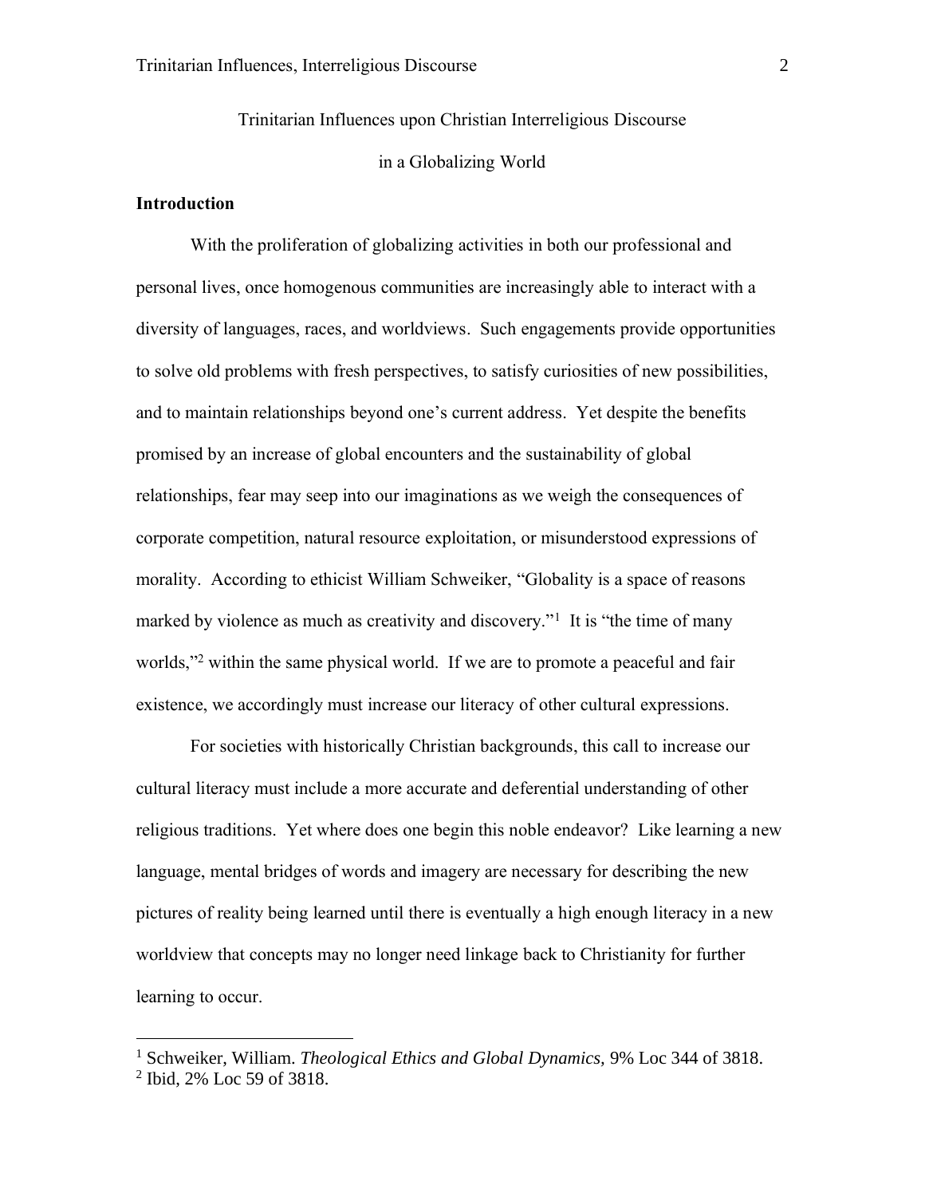Trinitarian Influences upon Christian Interreligious Discourse

in a Globalizing World

**Introduction**

With the proliferation of globalizing activities in both our professional and personal lives, once homogenous communities are increasingly able to interact with a diversity of languages, races, and worldviews. Such engagements provide opportunities to solve old problems with fresh perspectives, to satisfy curiosities of new possibilities, and to maintain relationships beyond one's current address. Yet despite the benefits promised by an increase of global encounters and the sustainability of global relationships, fear may seep into our imaginations as we weigh the consequences of corporate competition, natural resource exploitation, or misunderstood expressions of morality. According to ethicist William Schweiker, "Globality is a space of reasons marked by violence as much as creativity and discovery."[1] It is "the time of many worlds,"[2] within the same physical world. If we are to promote a peaceful and fair existence, we accordingly must increase our literacy of other cultural expressions.

For societies with historically Christian backgrounds, this call to increase our cultural literacy must include a more accurate and deferential understanding of other religious traditions. Yet where does one begin this noble endeavor? Like learning a new language, mental bridges of words and imagery are necessary for describing the new pictures of reality being learned until there is eventually a high enough literacy in a new worldview that concepts may no longer need linkage back to Christianity for further learning to occur.

---

[1] Schweiker, William. *Theological Ethics and Global Dynamics,* 9% Loc 344 of 3818.

[2] Ibid, 2% Loc 59 of 3818.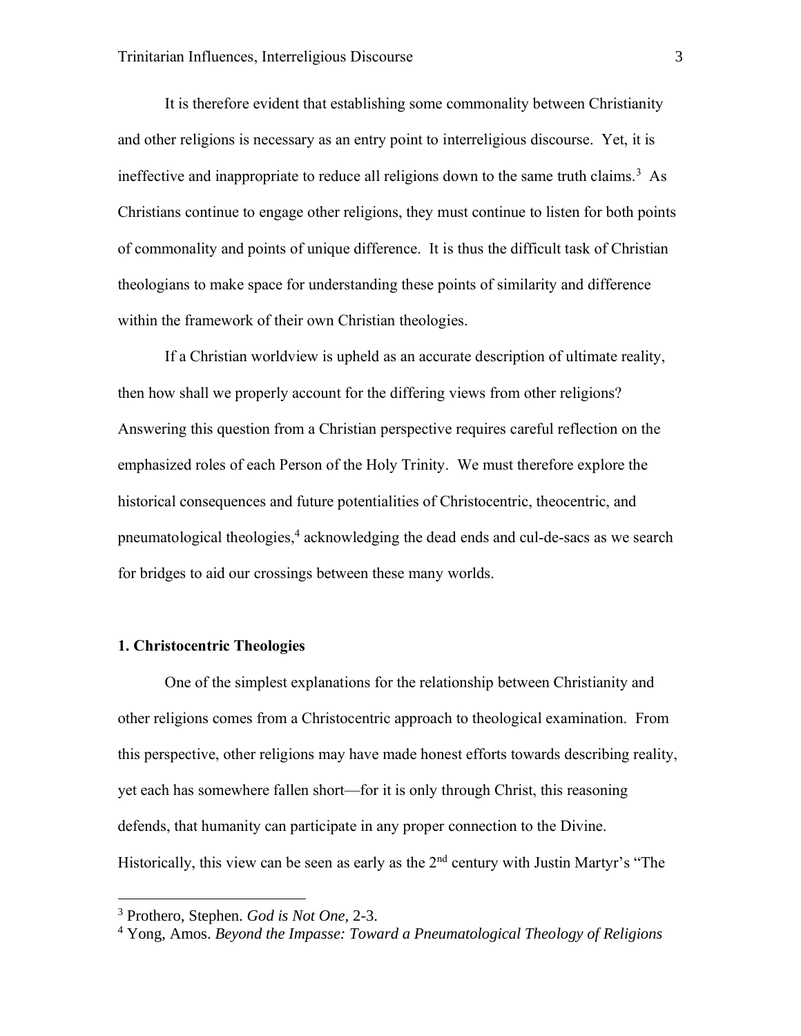It is therefore evident that establishing some commonality between Christianity and other religions is necessary as an entry point to interreligious discourse. Yet, it is ineffective and inappropriate to reduce all religions down to the same truth claims.[3] As Christians continue to engage other religions, they must continue to listen for both points of commonality and points of unique difference. It is thus the difficult task of Christian theologians to make space for understanding these points of similarity and difference within the framework of their own Christian theologies.

If a Christian worldview is upheld as an accurate description of ultimate reality, then how shall we properly account for the differing views from other religions? Answering this question from a Christian perspective requires careful reflection on the emphasized roles of each Person of the Holy Trinity. We must therefore explore the historical consequences and future potentialities of Christocentric, theocentric, and pneumatological theologies,[4] acknowledging the dead ends and cul-de-sacs as we search for bridges to aid our crossings between these many worlds.

### 1. Christocentric Theologies

One of the simplest explanations for the relationship between Christianity and other religions comes from a Christocentric approach to theological examination. From this perspective, other religions may have made honest efforts towards describing reality, yet each has somewhere fallen short—for it is only through Christ, this reasoning defends, that humanity can participate in any proper connection to the Divine. Historically, this view can be seen as early as the 2nd century with Justin Martyr's "The

---

[3] Prothero, Stephen. *God is Not One,* 2-3.

[4] Yong, Amos. *Beyond the Impasse: Toward a Pneumatological Theology of Religions*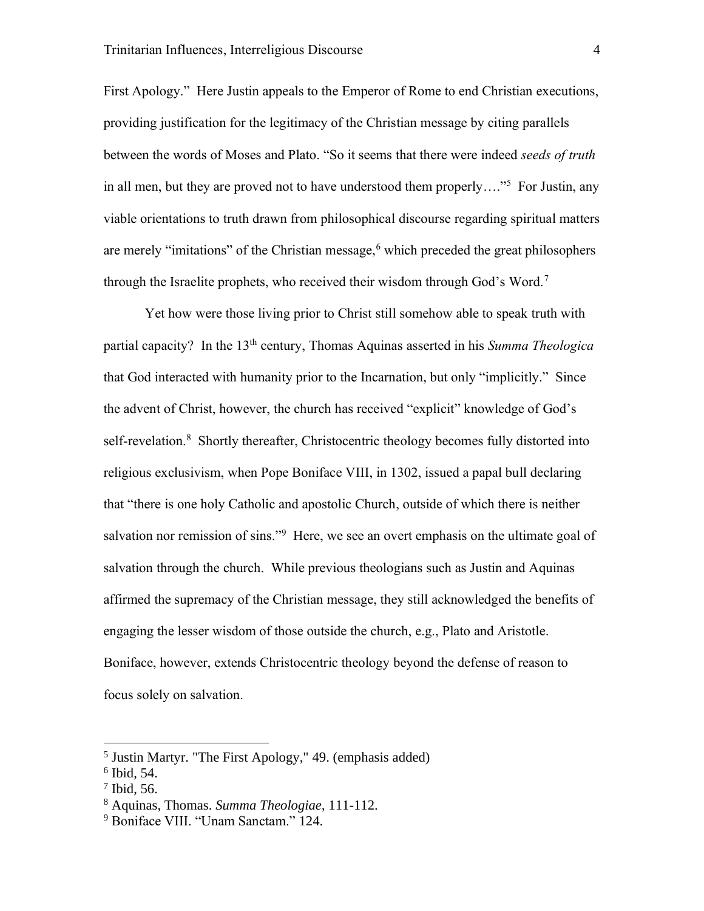First Apology." Here Justin appeals to the Emperor of Rome to end Christian executions, providing justification for the legitimacy of the Christian message by citing parallels between the words of Moses and Plato. "So it seems that there were indeed *seeds of truth* in all men, but they are proved not to have understood them properly…."[5] For Justin, any viable orientations to truth drawn from philosophical discourse regarding spiritual matters are merely "imitations" of the Christian message,[6] which preceded the great philosophers through the Israelite prophets, who received their wisdom through God's Word.[7]

Yet how were those living prior to Christ still somehow able to speak truth with partial capacity? In the 13th century, Thomas Aquinas asserted in his *Summa Theologica* that God interacted with humanity prior to the Incarnation, but only "implicitly." Since the advent of Christ, however, the church has received "explicit" knowledge of God's self-revelation.[8] Shortly thereafter, Christocentric theology becomes fully distorted into religious exclusivism, when Pope Boniface VIII, in 1302, issued a papal bull declaring that "there is one holy Catholic and apostolic Church, outside of which there is neither salvation nor remission of sins."[9] Here, we see an overt emphasis on the ultimate goal of salvation through the church. While previous theologians such as Justin and Aquinas affirmed the supremacy of the Christian message, they still acknowledged the benefits of engaging the lesser wisdom of those outside the church, e.g., Plato and Aristotle. Boniface, however, extends Christocentric theology beyond the defense of reason to focus solely on salvation.

---

[5] Justin Martyr. "The First Apology," 49. (emphasis added)

[6] Ibid, 54.

[7] Ibid, 56.

[8] Aquinas, Thomas. *Summa Theologiae,* 111-112.

[9] Boniface VIII. "Unam Sanctam." 124.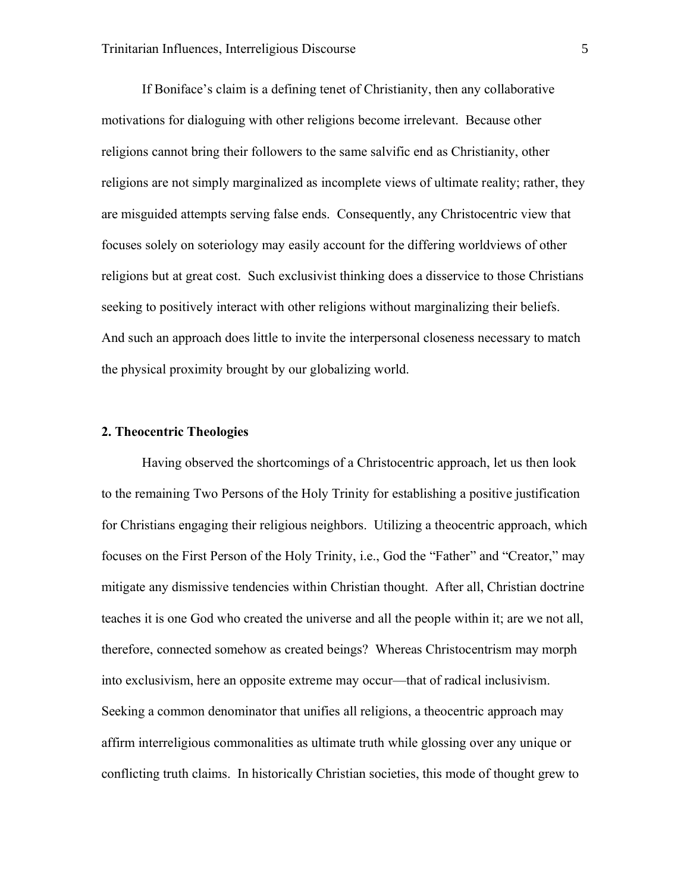If Boniface's claim is a defining tenet of Christianity, then any collaborative motivations for dialoguing with other religions become irrelevant. Because other religions cannot bring their followers to the same salvific end as Christianity, other religions are not simply marginalized as incomplete views of ultimate reality; rather, they are misguided attempts serving false ends. Consequently, any Christocentric view that focuses solely on soteriology may easily account for the differing worldviews of other religions but at great cost. Such exclusivist thinking does a disservice to those Christians seeking to positively interact with other religions without marginalizing their beliefs. And such an approach does little to invite the interpersonal closeness necessary to match the physical proximity brought by our globalizing world.

## 2. Theocentric Theologies

Having observed the shortcomings of a Christocentric approach, let us then look to the remaining Two Persons of the Holy Trinity for establishing a positive justification for Christians engaging their religious neighbors. Utilizing a theocentric approach, which focuses on the First Person of the Holy Trinity, i.e., God the "Father" and "Creator," may mitigate any dismissive tendencies within Christian thought. After all, Christian doctrine teaches it is one God who created the universe and all the people within it; are we not all, therefore, connected somehow as created beings? Whereas Christocentrism may morph into exclusivism, here an opposite extreme may occur—that of radical inclusivism. Seeking a common denominator that unifies all religions, a theocentric approach may affirm interreligious commonalities as ultimate truth while glossing over any unique or conflicting truth claims. In historically Christian societies, this mode of thought grew to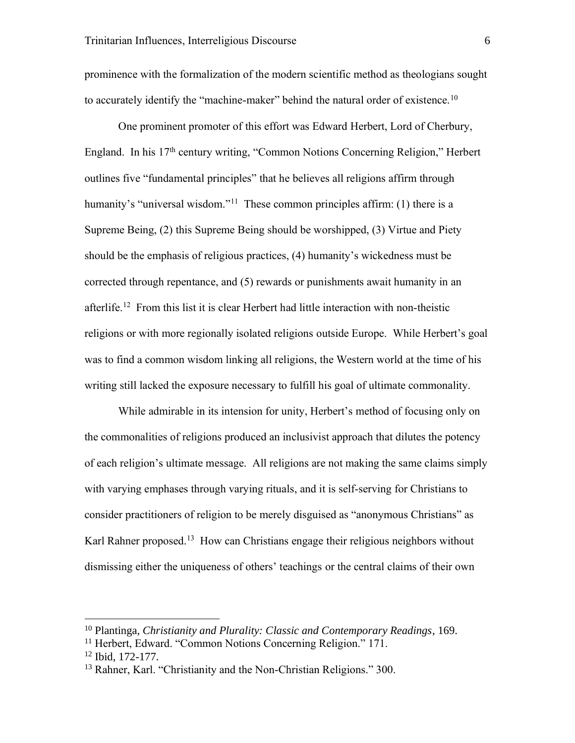prominence with the formalization of the modern scientific method as theologians sought to accurately identify the "machine-maker" behind the natural order of existence.[10]

One prominent promoter of this effort was Edward Herbert, Lord of Cherbury, England. In his 17th century writing, "Common Notions Concerning Religion," Herbert outlines five "fundamental principles" that he believes all religions affirm through humanity's "universal wisdom."[11] These common principles affirm: (1) there is a Supreme Being, (2) this Supreme Being should be worshipped, (3) Virtue and Piety should be the emphasis of religious practices, (4) humanity's wickedness must be corrected through repentance, and (5) rewards or punishments await humanity in an afterlife.[12] From this list it is clear Herbert had little interaction with non-theistic religions or with more regionally isolated religions outside Europe. While Herbert's goal was to find a common wisdom linking all religions, the Western world at the time of his writing still lacked the exposure necessary to fulfill his goal of ultimate commonality.

While admirable in its intension for unity, Herbert's method of focusing only on the commonalities of religions produced an inclusivist approach that dilutes the potency of each religion's ultimate message. All religions are not making the same claims simply with varying emphases through varying rituals, and it is self-serving for Christians to consider practitioners of religion to be merely disguised as "anonymous Christians" as Karl Rahner proposed.[13] How can Christians engage their religious neighbors without dismissing either the uniqueness of others' teachings or the central claims of their own

---

[10] Plantinga, *Christianity and Plurality: Classic and Contemporary Readings*, 169.

[11] Herbert, Edward. "Common Notions Concerning Religion." 171.

[12] Ibid, 172-177.

[13] Rahner, Karl. "Christianity and the Non-Christian Religions." 300.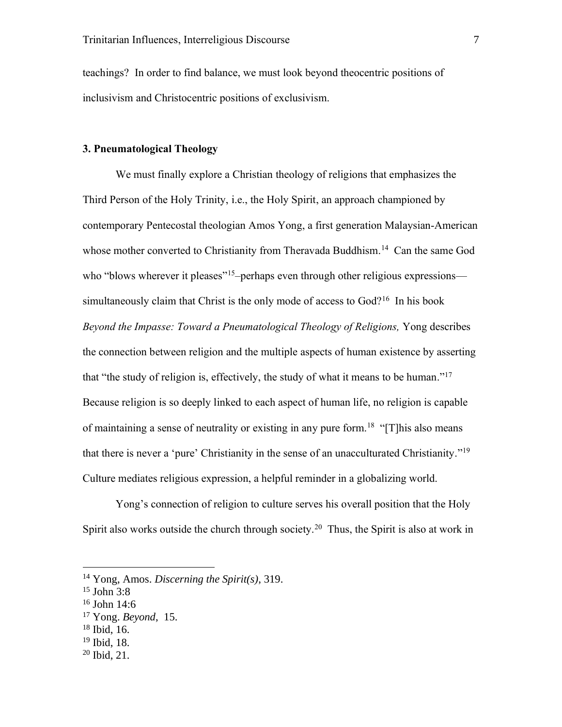teachings? In order to find balance, we must look beyond theocentric positions of inclusivism and Christocentric positions of exclusivism.

### 3. Pneumatological Theology

We must finally explore a Christian theology of religions that emphasizes the Third Person of the Holy Trinity, i.e., the Holy Spirit, an approach championed by contemporary Pentecostal theologian Amos Yong, a first generation Malaysian-American whose mother converted to Christianity from Theravada Buddhism.[14] Can the same God who "blows wherever it pleases"[15]–perhaps even through other religious expressions—simultaneously claim that Christ is the only mode of access to God?[16] In his book *Beyond the Impasse: Toward a Pneumatological Theology of Religions,* Yong describes the connection between religion and the multiple aspects of human existence by asserting that "the study of religion is, effectively, the study of what it means to be human."[17] Because religion is so deeply linked to each aspect of human life, no religion is capable of maintaining a sense of neutrality or existing in any pure form.[18] "[T]his also means that there is never a 'pure' Christianity in the sense of an unacculturated Christianity."[19] Culture mediates religious expression, a helpful reminder in a globalizing world.

Yong's connection of religion to culture serves his overall position that the Holy Spirit also works outside the church through society.[20] Thus, the Spirit is also at work in

---

[14] Yong, Amos. *Discerning the Spirit(s)*, 319.

[15] John 3:8

[16] John 14:6

[17] Yong. *Beyond*, 15.

[18] Ibid, 16.

[19] Ibid, 18.

[20] Ibid, 21.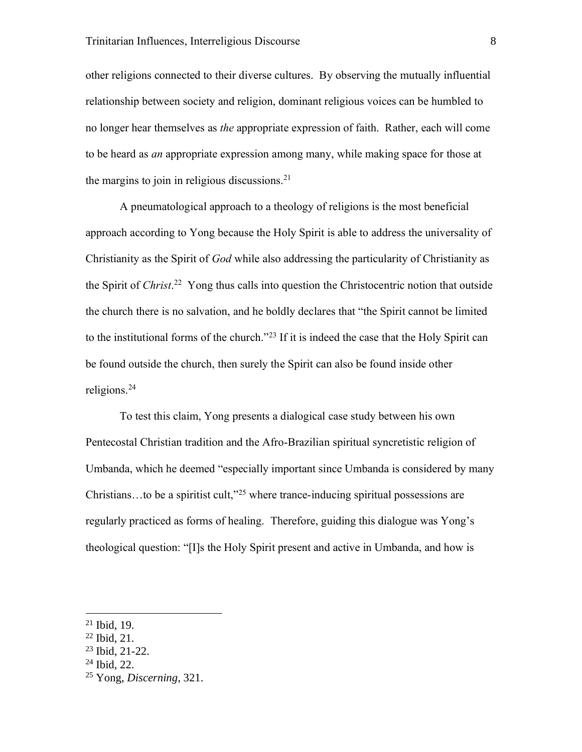other religions connected to their diverse cultures. By observing the mutually influential relationship between society and religion, dominant religious voices can be humbled to no longer hear themselves as *the* appropriate expression of faith. Rather, each will come to be heard as *an* appropriate expression among many, while making space for those at the margins to join in religious discussions.[21]

A pneumatological approach to a theology of religions is the most beneficial approach according to Yong because the Holy Spirit is able to address the universality of Christianity as the Spirit of *God* while also addressing the particularity of Christianity as the Spirit of *Christ*.[22] Yong thus calls into question the Christocentric notion that outside the church there is no salvation, and he boldly declares that "the Spirit cannot be limited to the institutional forms of the church."[23] If it is indeed the case that the Holy Spirit can be found outside the church, then surely the Spirit can also be found inside other religions.[24]

To test this claim, Yong presents a dialogical case study between his own Pentecostal Christian tradition and the Afro-Brazilian spiritual syncretistic religion of Umbanda, which he deemed "especially important since Umbanda is considered by many Christians…to be a spiritist cult,"[25] where trance-inducing spiritual possessions are regularly practiced as forms of healing. Therefore, guiding this dialogue was Yong's theological question: "[I]s the Holy Spirit present and active in Umbanda, and how is

---

[21] Ibid, 19.

[22] Ibid, 21.

[23] Ibid, 21-22.

[24] Ibid, 22.

[25] Yong, *Discerning*, 321.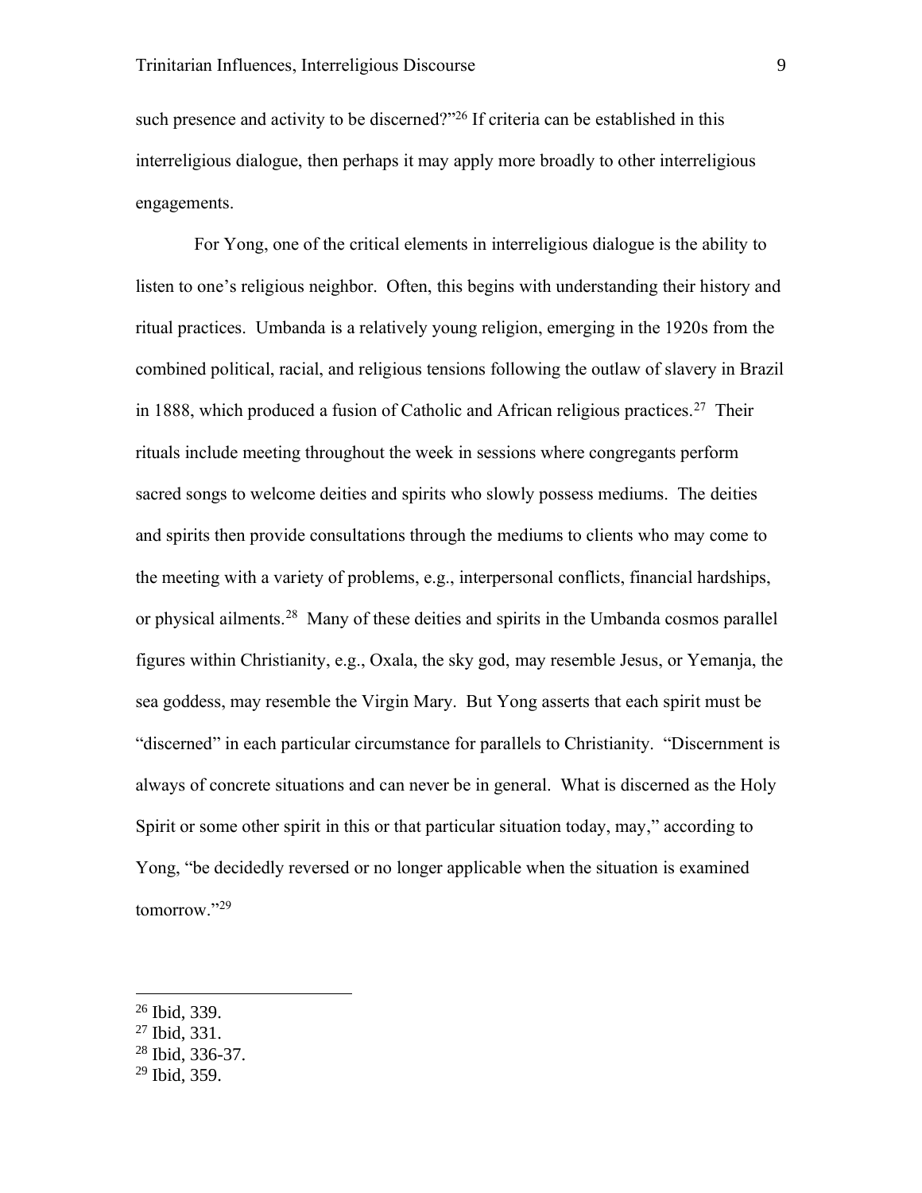such presence and activity to be discerned?"[26] If criteria can be established in this interreligious dialogue, then perhaps it may apply more broadly to other interreligious engagements.

For Yong, one of the critical elements in interreligious dialogue is the ability to listen to one's religious neighbor. Often, this begins with understanding their history and ritual practices. Umbanda is a relatively young religion, emerging in the 1920s from the combined political, racial, and religious tensions following the outlaw of slavery in Brazil in 1888, which produced a fusion of Catholic and African religious practices.[27] Their rituals include meeting throughout the week in sessions where congregants perform sacred songs to welcome deities and spirits who slowly possess mediums. The deities and spirits then provide consultations through the mediums to clients who may come to the meeting with a variety of problems, e.g., interpersonal conflicts, financial hardships, or physical ailments.[28] Many of these deities and spirits in the Umbanda cosmos parallel figures within Christianity, e.g., Oxala, the sky god, may resemble Jesus, or Yemanja, the sea goddess, may resemble the Virgin Mary. But Yong asserts that each spirit must be "discerned" in each particular circumstance for parallels to Christianity. "Discernment is always of concrete situations and can never be in general. What is discerned as the Holy Spirit or some other spirit in this or that particular situation today, may," according to Yong, "be decidedly reversed or no longer applicable when the situation is examined tomorrow."[29]

---

[26] Ibid, 339.
[27] Ibid, 331.
[28] Ibid, 336-37.
[29] Ibid, 359.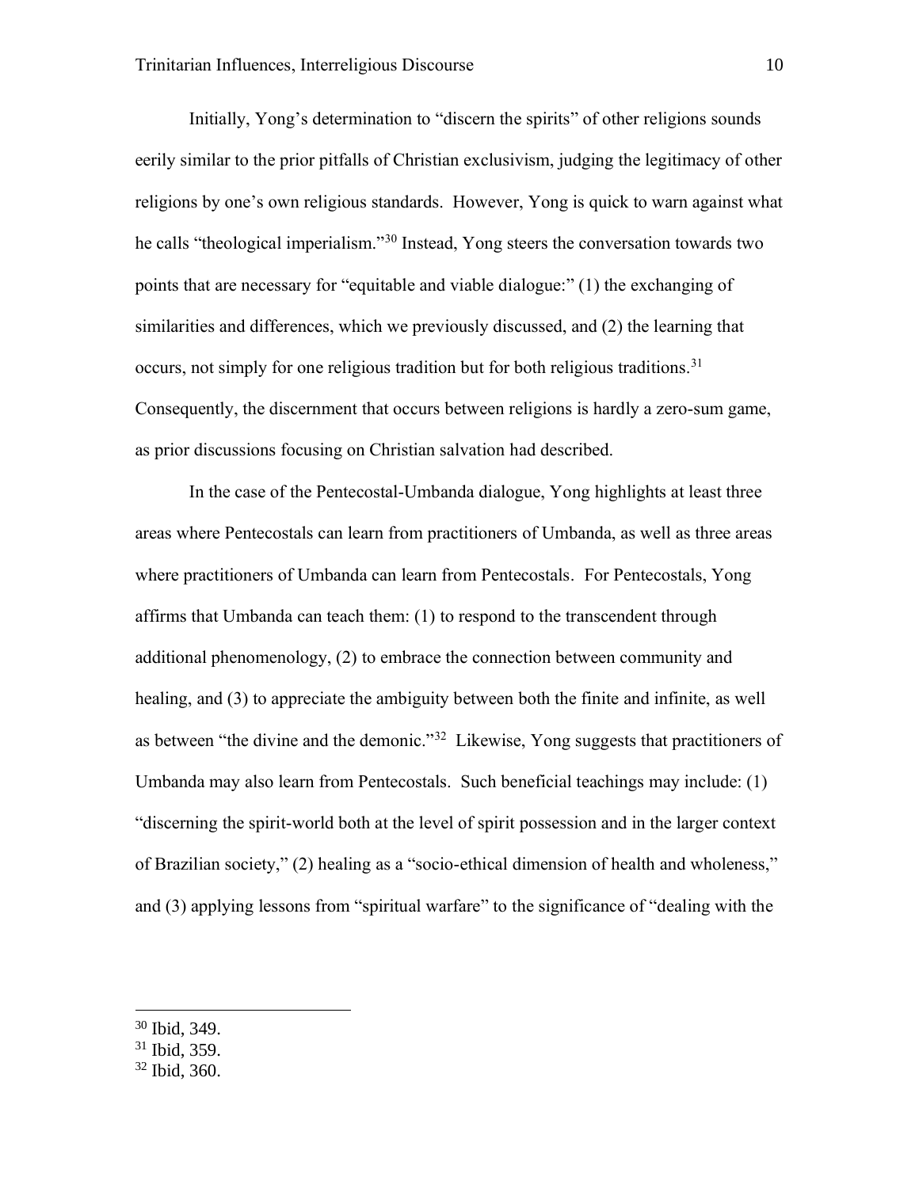Initially, Yong's determination to "discern the spirits" of other religions sounds eerily similar to the prior pitfalls of Christian exclusivism, judging the legitimacy of other religions by one's own religious standards. However, Yong is quick to warn against what he calls "theological imperialism."[30] Instead, Yong steers the conversation towards two points that are necessary for "equitable and viable dialogue:" (1) the exchanging of similarities and differences, which we previously discussed, and (2) the learning that occurs, not simply for one religious tradition but for both religious traditions.[31] Consequently, the discernment that occurs between religions is hardly a zero-sum game, as prior discussions focusing on Christian salvation had described.

In the case of the Pentecostal-Umbanda dialogue, Yong highlights at least three areas where Pentecostals can learn from practitioners of Umbanda, as well as three areas where practitioners of Umbanda can learn from Pentecostals. For Pentecostals, Yong affirms that Umbanda can teach them: (1) to respond to the transcendent through additional phenomenology, (2) to embrace the connection between community and healing, and (3) to appreciate the ambiguity between both the finite and infinite, as well as between "the divine and the demonic."[32] Likewise, Yong suggests that practitioners of Umbanda may also learn from Pentecostals. Such beneficial teachings may include: (1) "discerning the spirit-world both at the level of spirit possession and in the larger context of Brazilian society," (2) healing as a "socio-ethical dimension of health and wholeness," and (3) applying lessons from "spiritual warfare" to the significance of "dealing with the

---

[30] Ibid, 349.

[31] Ibid, 359.

[32] Ibid, 360.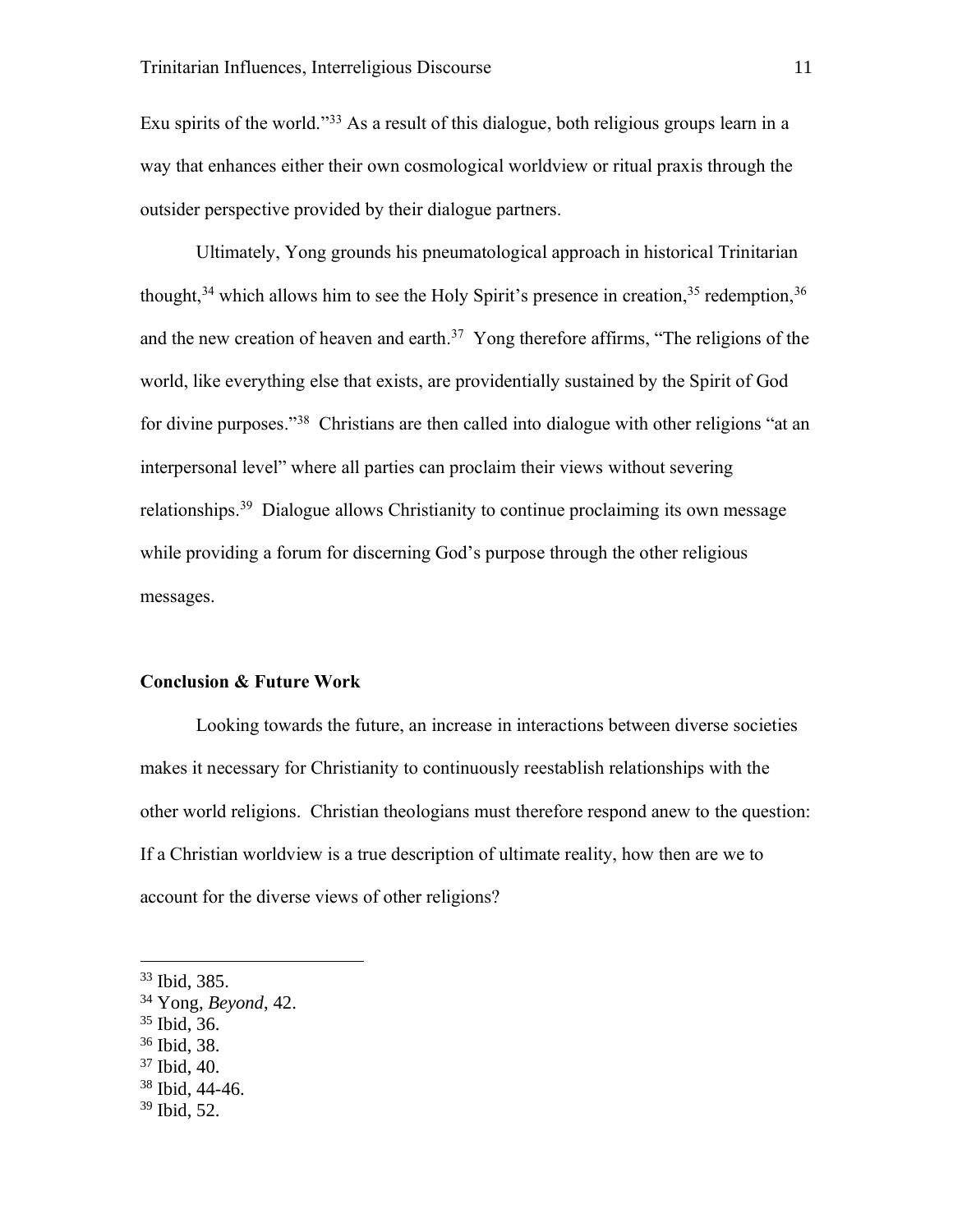Exu spirits of the world."[33] As a result of this dialogue, both religious groups learn in a way that enhances either their own cosmological worldview or ritual praxis through the outsider perspective provided by their dialogue partners.

Ultimately, Yong grounds his pneumatological approach in historical Trinitarian thought,[34] which allows him to see the Holy Spirit's presence in creation,[35] redemption,[36] and the new creation of heaven and earth.[37] Yong therefore affirms, "The religions of the world, like everything else that exists, are providentially sustained by the Spirit of God for divine purposes."[38] Christians are then called into dialogue with other religions "at an interpersonal level" where all parties can proclaim their views without severing relationships.[39] Dialogue allows Christianity to continue proclaiming its own message while providing a forum for discerning God's purpose through the other religious messages.

**Conclusion & Future Work**

Looking towards the future, an increase in interactions between diverse societies makes it necessary for Christianity to continuously reestablish relationships with the other world religions. Christian theologians must therefore respond anew to the question: If a Christian worldview is a true description of ultimate reality, how then are we to account for the diverse views of other religions?

---

[33] Ibid, 385.
[34] Yong, *Beyond*, 42.
[35] Ibid, 36.
[36] Ibid, 38.
[37] Ibid, 40.
[38] Ibid, 44-46.
[39] Ibid, 52.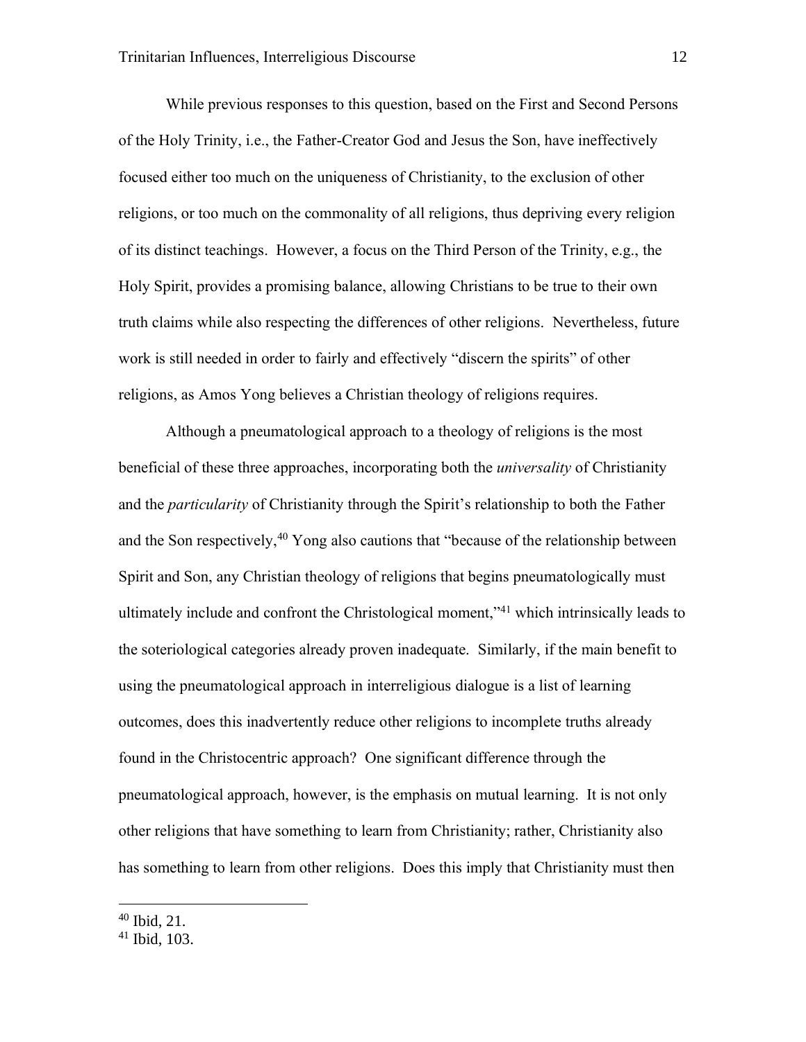While previous responses to this question, based on the First and Second Persons of the Holy Trinity, i.e., the Father-Creator God and Jesus the Son, have ineffectively focused either too much on the uniqueness of Christianity, to the exclusion of other religions, or too much on the commonality of all religions, thus depriving every religion of its distinct teachings. However, a focus on the Third Person of the Trinity, e.g., the Holy Spirit, provides a promising balance, allowing Christians to be true to their own truth claims while also respecting the differences of other religions. Nevertheless, future work is still needed in order to fairly and effectively "discern the spirits" of other religions, as Amos Yong believes a Christian theology of religions requires.

Although a pneumatological approach to a theology of religions is the most beneficial of these three approaches, incorporating both the *universality* of Christianity and the *particularity* of Christianity through the Spirit's relationship to both the Father and the Son respectively,[40] Yong also cautions that "because of the relationship between Spirit and Son, any Christian theology of religions that begins pneumatologically must ultimately include and confront the Christological moment,"[41] which intrinsically leads to the soteriological categories already proven inadequate. Similarly, if the main benefit to using the pneumatological approach in interreligious dialogue is a list of learning outcomes, does this inadvertently reduce other religions to incomplete truths already found in the Christocentric approach? One significant difference through the pneumatological approach, however, is the emphasis on mutual learning. It is not only other religions that have something to learn from Christianity; rather, Christianity also has something to learn from other religions. Does this imply that Christianity must then

[40] Ibid, 21.

[41] Ibid, 103.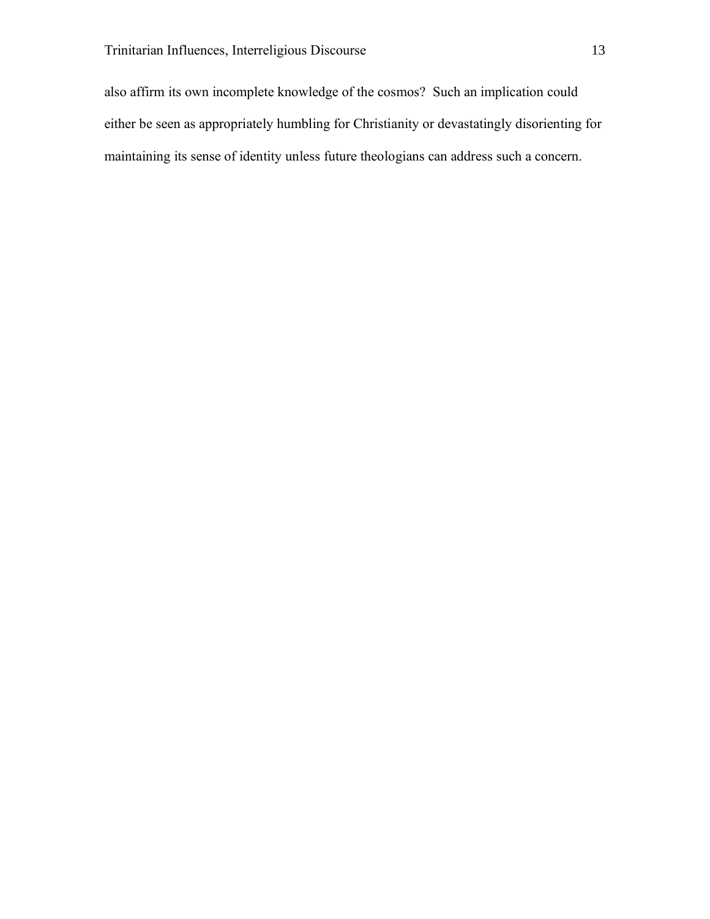also affirm its own incomplete knowledge of the cosmos?  Such an implication could either be seen as appropriately humbling for Christianity or devastatingly disorienting for maintaining its sense of identity unless future theologians can address such a concern.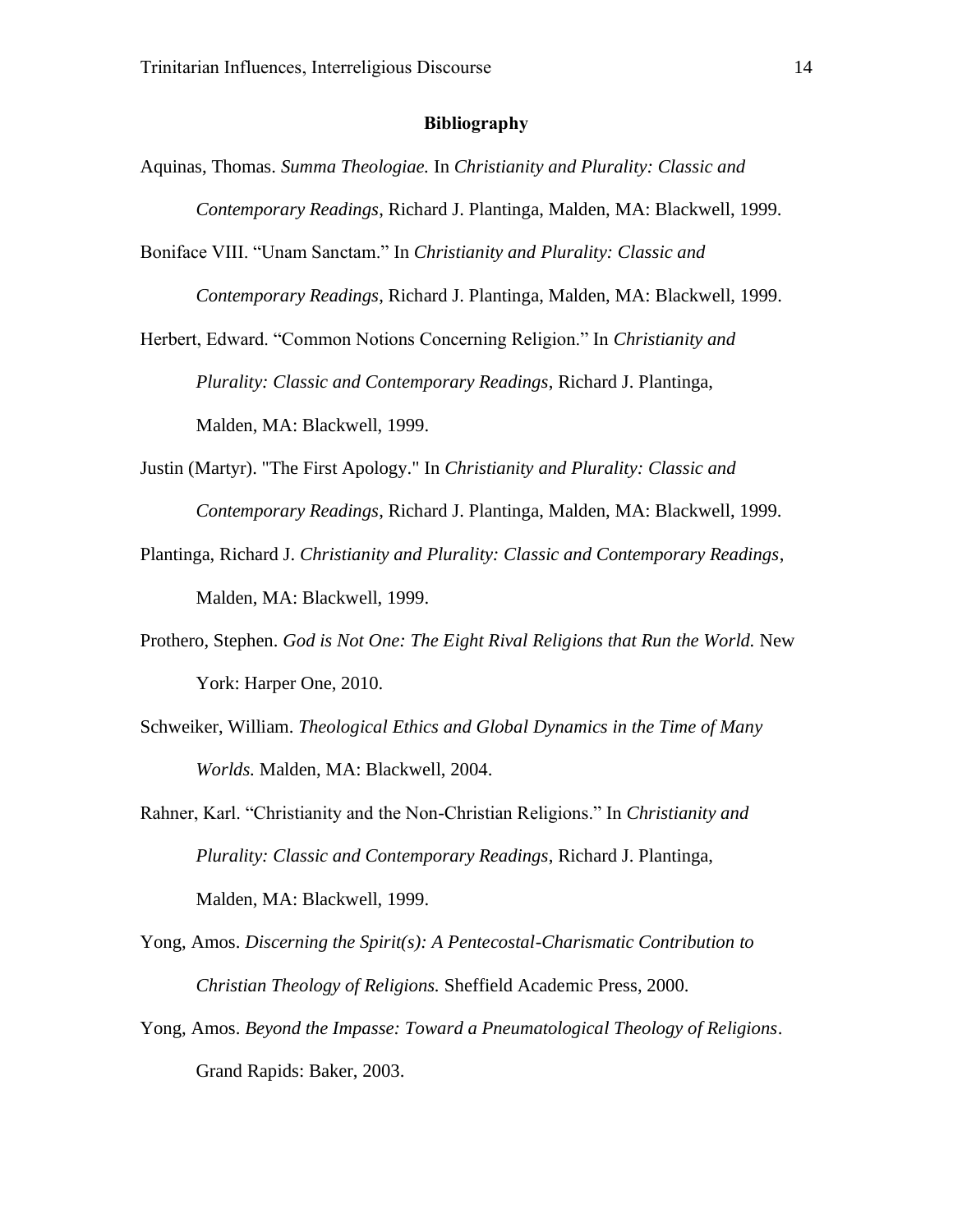## Bibliography

Aquinas, Thomas. *Summa Theologiae.* In *Christianity and Plurality: Classic and Contemporary Readings*, Richard J. Plantinga, Malden, MA: Blackwell, 1999.

Boniface VIII. "Unam Sanctam." In *Christianity and Plurality: Classic and Contemporary Readings*, Richard J. Plantinga, Malden, MA: Blackwell, 1999.

Herbert, Edward. "Common Notions Concerning Religion." In *Christianity and Plurality: Classic and Contemporary Readings*, Richard J. Plantinga, Malden, MA: Blackwell, 1999.

Justin (Martyr). "The First Apology." In *Christianity and Plurality: Classic and Contemporary Readings*, Richard J. Plantinga, Malden, MA: Blackwell, 1999.

Plantinga, Richard J. *Christianity and Plurality: Classic and Contemporary Readings*, Malden, MA: Blackwell, 1999.

Prothero, Stephen. *God is Not One: The Eight Rival Religions that Run the World.* New York: Harper One, 2010.

Schweiker, William. *Theological Ethics and Global Dynamics in the Time of Many Worlds.* Malden, MA: Blackwell, 2004.

Rahner, Karl. "Christianity and the Non-Christian Religions." In *Christianity and Plurality: Classic and Contemporary Readings*, Richard J. Plantinga, Malden, MA: Blackwell, 1999.

Yong, Amos. *Discerning the Spirit(s): A Pentecostal-Charismatic Contribution to Christian Theology of Religions.* Sheffield Academic Press, 2000.

Yong, Amos. *Beyond the Impasse: Toward a Pneumatological Theology of Religions*. Grand Rapids: Baker, 2003.